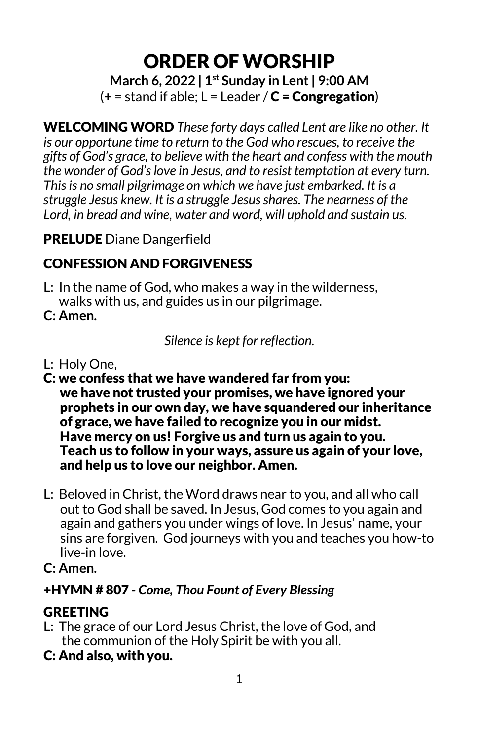# ORDER OF WORSHIP

**March 6, 2022 | 1st Sunday in Lent | 9:00 AM**

(**+** = stand if able; L = Leader / **C = Congregation**)

**WELCOMING WORD** *These forty days called Lent are like no other. It is our opportune time to return to the God who rescues, to receive the gifts of God's grace, to believe with the heart and confess with the mouth the wonder of God's love in Jesus, and to resist temptation at every turn. This is no small pilgrimage on which we have just embarked. It is a struggle Jesus knew. It is a struggle Jesus shares. The nearness of the Lord, in bread and wine, water and word, will uphold and sustain us.*

**PRELUDE** Diane Dangerfield

## CONFESSION AND FORGIVENESS

L: In the name of God, who makes a way in the wilderness, walks with us, and guides us in our pilgrimage.

**C: Amen.**

*Silence is kept for reflection.*

L: Holy One,

**C: we confess that we have wandered far from you: we have not trusted your promises, we have ignored your prophets in our own day, we have squandered our inheritance of grace, we have failed to recognize you in our midst. Have mercy on us! Forgive us and turn us again to you. Teach us to follow in your ways, assure us again of your love, and help us to love our neighbor. Amen.**

L: Beloved in Christ, the Word draws near to you, and all who call out to God shall be saved. In Jesus, God comes to you again and again and gathers you under wings of love. In Jesus' name, your sins are forgiven. God journeys with you and teaches you how-to live-in love.

**C: Amen.**

**+HYMN # 807 -** ***Come, Thou Fount of Every Blessing***

## GREETING

L: The grace of our Lord Jesus Christ, the love of God, and the communion of the Holy Spirit be with you all.

**C: And also, with you.**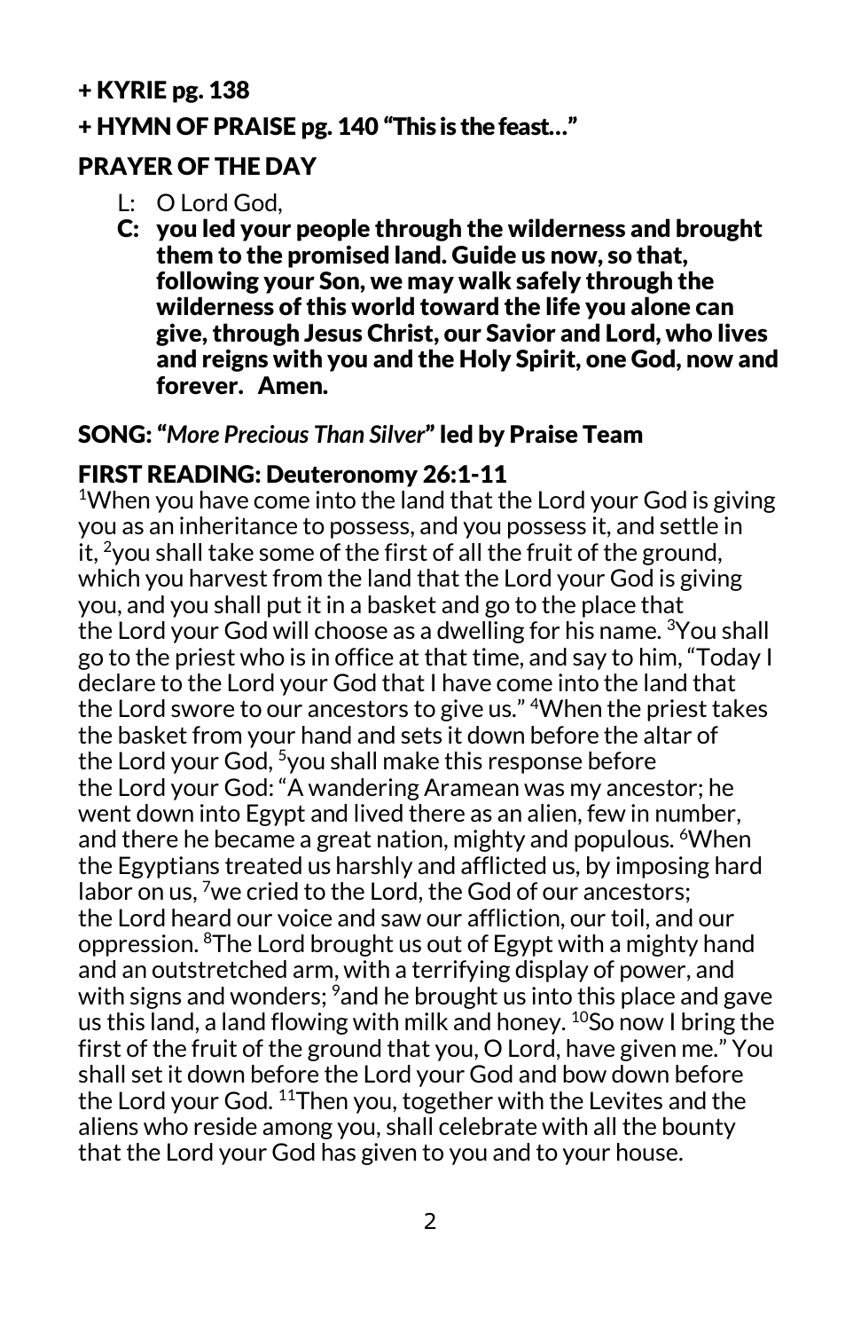**+ KYRIE pg. 138**

**+ HYMN OF PRAISE pg. 140 "This is the feast…"**

**PRAYER OF THE DAY**

L: O Lord God,

**C: you led your people through the wilderness and brought them to the promised land. Guide us now, so that, following your Son, we may walk safely through the wilderness of this world toward the life you alone can give, through Jesus Christ, our Savior and Lord, who lives and reigns with you and the Holy Spirit, one God, now and forever. Amen.**

**SONG: "*More Precious Than Silver*" led by Praise Team**

**FIRST READING: Deuteronomy 26:1-11**

[1]When you have come into the land that the Lord your God is giving you as an inheritance to possess, and you possess it, and settle in it, [2]you shall take some of the first of all the fruit of the ground, which you harvest from the land that the Lord your God is giving you, and you shall put it in a basket and go to the place that the Lord your God will choose as a dwelling for his name. [3]You shall go to the priest who is in office at that time, and say to him, "Today I declare to the Lord your God that I have come into the land that the Lord swore to our ancestors to give us." [4]When the priest takes the basket from your hand and sets it down before the altar of the Lord your God, [5]you shall make this response before the Lord your God: "A wandering Aramean was my ancestor; he went down into Egypt and lived there as an alien, few in number, and there he became a great nation, mighty and populous. [6]When the Egyptians treated us harshly and afflicted us, by imposing hard labor on us, [7]we cried to the Lord, the God of our ancestors; the Lord heard our voice and saw our affliction, our toil, and our oppression. [8]The Lord brought us out of Egypt with a mighty hand and an outstretched arm, with a terrifying display of power, and with signs and wonders; [9]and he brought us into this place and gave us this land, a land flowing with milk and honey. [10]So now I bring the first of the fruit of the ground that you, O Lord, have given me." You shall set it down before the Lord your God and bow down before the Lord your God. [11]Then you, together with the Levites and the aliens who reside among you, shall celebrate with all the bounty that the Lord your God has given to you and to your house.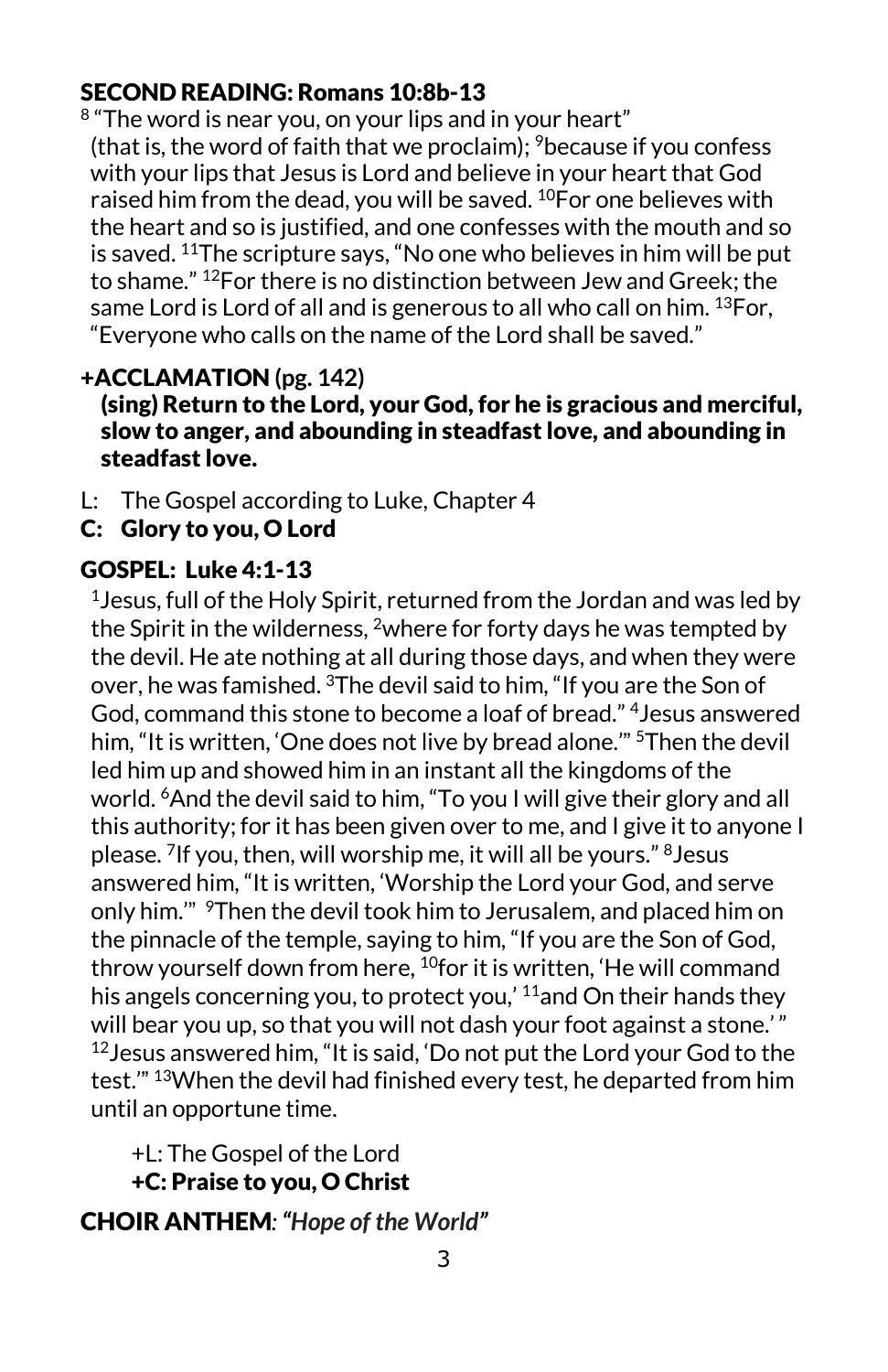## SECOND READING: Romans 10:8b-13

[8] "The word is near you, on your lips and in your heart" (that is, the word of faith that we proclaim); [9]because if you confess with your lips that Jesus is Lord and believe in your heart that God raised him from the dead, you will be saved. [10]For one believes with the heart and so is justified, and one confesses with the mouth and so is saved. [11]The scripture says, "No one who believes in him will be put to shame." [12]For there is no distinction between Jew and Greek; the same Lord is Lord of all and is generous to all who call on him. [13]For, "Everyone who calls on the name of the Lord shall be saved."

## +ACCLAMATION (pg. 142)

**(sing) Return to the Lord, your God, for he is gracious and merciful, slow to anger, and abounding in steadfast love, and abounding in steadfast love.**

L: The Gospel according to Luke, Chapter 4

**C: Glory to you, O Lord**

## GOSPEL: Luke 4:1-13

[1]Jesus, full of the Holy Spirit, returned from the Jordan and was led by the Spirit in the wilderness, [2]where for forty days he was tempted by the devil. He ate nothing at all during those days, and when they were over, he was famished. [3]The devil said to him, "If you are the Son of God, command this stone to become a loaf of bread." [4]Jesus answered him, "It is written, 'One does not live by bread alone.'" [5]Then the devil led him up and showed him in an instant all the kingdoms of the world. [6]And the devil said to him, "To you I will give their glory and all this authority; for it has been given over to me, and I give it to anyone I please. [7]If you, then, will worship me, it will all be yours." [8]Jesus answered him, "It is written, 'Worship the Lord your God, and serve only him.'" [9]Then the devil took him to Jerusalem, and placed him on the pinnacle of the temple, saying to him, "If you are the Son of God, throw yourself down from here, [10]for it is written, 'He will command his angels concerning you, to protect you,' [11]and On their hands they will bear you up, so that you will not dash your foot against a stone.' " [12]Jesus answered him, "It is said, 'Do not put the Lord your God to the test.'" [13]When the devil had finished every test, he departed from him until an opportune time.

+L: The Gospel of the Lord

**+C: Praise to you, O Christ**

## CHOIR ANTHEM: *"Hope of the World"*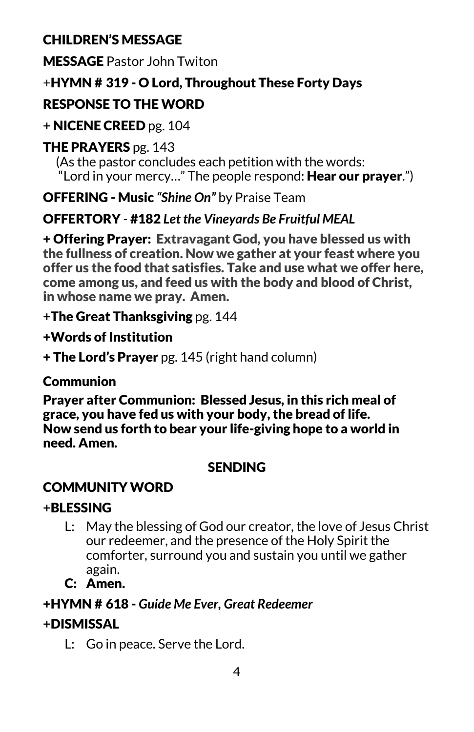**CHILDREN'S MESSAGE**

**MESSAGE** Pastor John Twiton

+**HYMN # 319 - O Lord, Throughout These Forty Days**

**RESPONSE TO THE WORD**

**+ NICENE CREED** pg. 104

**THE PRAYERS** pg. 143
(As the pastor concludes each petition with the words:
"Lord in your mercy…" The people respond: **Hear our prayer**.")

**OFFERING - Music** ***"Shine On"*** by Praise Team

**OFFERTORY** - **#182** ***Let the Vineyards Be Fruitful MEAL***

**+ Offering Prayer: Extravagant God, you have blessed us with the fullness of creation. Now we gather at your feast where you offer us the food that satisfies. Take and use what we offer here, come among us, and feed us with the body and blood of Christ, in whose name we pray. Amen.**

**+The Great Thanksgiving** pg. 144

**+Words of Institution**

**+ The Lord's Prayer** pg. 145 (right hand column)

**Communion**

**Prayer after Communion: Blessed Jesus, in this rich meal of grace, you have fed us with your body, the bread of life. Now send us forth to bear your life-giving hope to a world in need. Amen.**

## SENDING

**COMMUNITY WORD**

**+BLESSING**

L: May the blessing of God our creator, the love of Jesus Christ our redeemer, and the presence of the Holy Spirit the comforter, surround you and sustain you until we gather again.

**C: Amen.**

**+HYMN # 618 -** ***Guide Me Ever, Great Redeemer***

**+DISMISSAL**

L: Go in peace. Serve the Lord.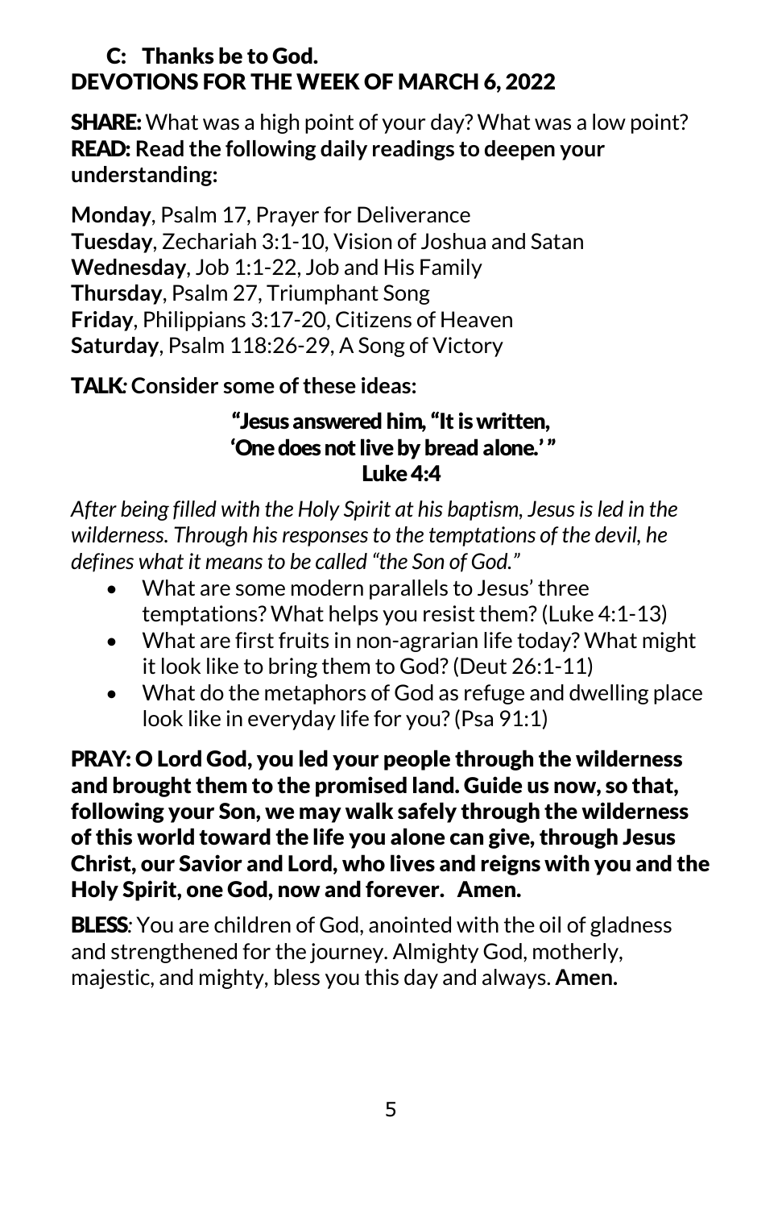**C: Thanks be to God.**

## DEVOTIONS FOR THE WEEK OF MARCH 6, 2022

**SHARE:** What was a high point of your day? What was a low point?

**READ: Read the following daily readings to deepen your understanding:**

**Monday**, Psalm 17, Prayer for Deliverance
**Tuesday**, Zechariah 3:1-10, Vision of Joshua and Satan
**Wednesday**, Job 1:1-22, Job and His Family
**Thursday**, Psalm 27, Triumphant Song
**Friday**, Philippians 3:17-20, Citizens of Heaven
**Saturday**, Psalm 118:26-29, A Song of Victory

**TALK: Consider some of these ideas:**

**"Jesus answered him, "It is written, 'One does not live by bread alone.' "**
**Luke 4:4**

*After being filled with the Holy Spirit at his baptism, Jesus is led in the wilderness. Through his responses to the temptations of the devil, he defines what it means to be called "the Son of God."*

- What are some modern parallels to Jesus' three temptations? What helps you resist them? (Luke 4:1-13)
- What are first fruits in non-agrarian life today? What might it look like to bring them to God? (Deut 26:1-11)
- What do the metaphors of God as refuge and dwelling place look like in everyday life for you? (Psa 91:1)

**PRAY: O Lord God, you led your people through the wilderness and brought them to the promised land. Guide us now, so that, following your Son, we may walk safely through the wilderness of this world toward the life you alone can give, through Jesus Christ, our Savior and Lord, who lives and reigns with you and the Holy Spirit, one God, now and forever. Amen.**

**BLESS**: You are children of God, anointed with the oil of gladness and strengthened for the journey. Almighty God, motherly, majestic, and mighty, bless you this day and always. **Amen.**